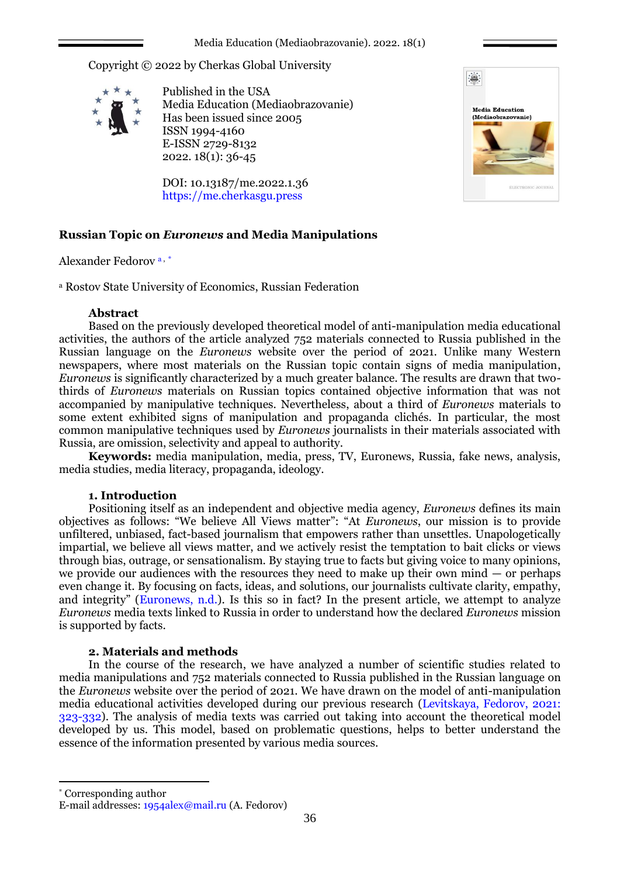Copyright © 2022 by Cherkas Global University

Published in the USA
Media Education (Mediaobrazovanie)
Has been issued since 2005
ISSN 1994-4160
E-ISSN 2729-8132
2022. 18(1): 36-45

DOI: 10.13187/me.2022.1.36
https://me.cherkasgu.press

# Russian Topic on *Euronews* and Media Manipulations

Alexander Fedorov [a, *]

[a] Rostov State University of Economics, Russian Federation

**Abstract**

Based on the previously developed theoretical model of anti-manipulation media educational activities, the authors of the article analyzed 752 materials connected to Russia published in the Russian language on the *Euronews* website over the period of 2021. Unlike many Western newspapers, where most materials on the Russian topic contain signs of media manipulation, *Euronews* is significantly characterized by a much greater balance. The results are drawn that two-thirds of *Euronews* materials on Russian topics contained objective information that was not accompanied by manipulative techniques. Nevertheless, about a third of *Euronews* materials to some extent exhibited signs of manipulation and propaganda clichés. In particular, the most common manipulative techniques used by *Euronews* journalists in their materials associated with Russia, are omission, selectivity and appeal to authority.

**Keywords:** media manipulation, media, press, TV, Euronews, Russia, fake news, analysis, media studies, media literacy, propaganda, ideology.

## 1. Introduction

Positioning itself as an independent and objective media agency, *Euronews* defines its main objectives as follows: "We believe All Views matter": "At *Euronews*, our mission is to provide unfiltered, unbiased, fact-based journalism that empowers rather than unsettles. Unapologetically impartial, we believe all views matter, and we actively resist the temptation to bait clicks or views through bias, outrage, or sensationalism. By staying true to facts but giving voice to many opinions, we provide our audiences with the resources they need to make up their own mind — or perhaps even change it. By focusing on facts, ideas, and solutions, our journalists cultivate clarity, empathy, and integrity" (Euronews, n.d.). Is this so in fact? In the present article, we attempt to analyze *Euronews* media texts linked to Russia in order to understand how the declared *Euronews* mission is supported by facts.

## 2. Materials and methods

In the course of the research, we have analyzed a number of scientific studies related to media manipulations and 752 materials connected to Russia published in the Russian language on the *Euronews* website over the period of 2021. We have drawn on the model of anti-manipulation media educational activities developed during our previous research (Levitskaya, Fedorov, 2021: 323-332). The analysis of media texts was carried out taking into account the theoretical model developed by us. This model, based on problematic questions, helps to better understand the essence of the information presented by various media sources.

* Corresponding author
E-mail addresses: 1954alex@mail.ru (A. Fedorov)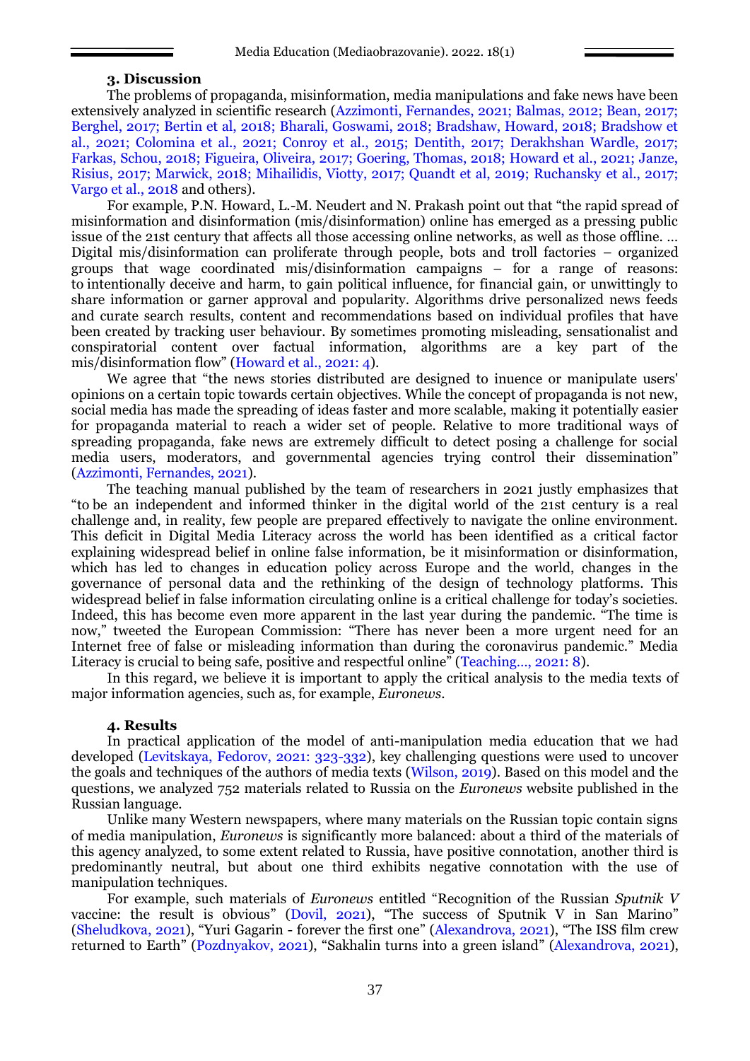### 3. Discussion

The problems of propaganda, misinformation, media manipulations and fake news have been extensively analyzed in scientific research (Azzimonti, Fernandes, 2021; Balmas, 2012; Bean, 2017; Berghel, 2017; Bertin et al, 2018; Bharali, Goswami, 2018; Bradshaw, Howard, 2018; Bradshow et al., 2021; Colomina et al., 2021; Conroy et al., 2015; Dentith, 2017; Derakhshan Wardle, 2017; Farkas, Schou, 2018; Figueira, Oliveira, 2017; Goering, Thomas, 2018; Howard et al., 2021; Janze, Risius, 2017; Marwick, 2018; Mihailidis, Viotty, 2017; Quandt et al, 2019; Ruchansky et al., 2017; Vargo et al., 2018 and others).

For example, P.N. Howard, L.-M. Neudert and N. Prakash point out that "the rapid spread of misinformation and disinformation (mis/disinformation) online has emerged as a pressing public issue of the 21st century that affects all those accessing online networks, as well as those offline. … Digital mis/disinformation can proliferate through people, bots and troll factories – organized groups that wage coordinated mis/disinformation campaigns – for a range of reasons: to intentionally deceive and harm, to gain political influence, for financial gain, or unwittingly to share information or garner approval and popularity. Algorithms drive personalized news feeds and curate search results, content and recommendations based on individual profiles that have been created by tracking user behaviour. By sometimes promoting misleading, sensationalist and conspiratorial content over factual information, algorithms are a key part of the mis/disinformation flow" (Howard et al., 2021: 4).

We agree that "the news stories distributed are designed to inuence or manipulate users' opinions on a certain topic towards certain objectives. While the concept of propaganda is not new, social media has made the spreading of ideas faster and more scalable, making it potentially easier for propaganda material to reach a wider set of people. Relative to more traditional ways of spreading propaganda, fake news are extremely difficult to detect posing a challenge for social media users, moderators, and governmental agencies trying control their dissemination" (Azzimonti, Fernandes, 2021).

The teaching manual published by the team of researchers in 2021 justly emphasizes that "to be an independent and informed thinker in the digital world of the 21st century is a real challenge and, in reality, few people are prepared effectively to navigate the online environment. This deficit in Digital Media Literacy across the world has been identified as a critical factor explaining widespread belief in online false information, be it misinformation or disinformation, which has led to changes in education policy across Europe and the world, changes in the governance of personal data and the rethinking of the design of technology platforms. This widespread belief in false information circulating online is a critical challenge for today's societies. Indeed, this has become even more apparent in the last year during the pandemic. "The time is now," tweeted the European Commission: "There has never been a more urgent need for an Internet free of false or misleading information than during the coronavirus pandemic." Media Literacy is crucial to being safe, positive and respectful online" (Teaching…, 2021: 8).

In this regard, we believe it is important to apply the critical analysis to the media texts of major information agencies, such as, for example, *Euronews*.

### 4. Results

In practical application of the model of anti-manipulation media education that we had developed (Levitskaya, Fedorov, 2021: 323-332), key challenging questions were used to uncover the goals and techniques of the authors of media texts (Wilson, 2019). Based on this model and the questions, we analyzed 752 materials related to Russia on the *Euronews* website published in the Russian language.

Unlike many Western newspapers, where many materials on the Russian topic contain signs of media manipulation, *Euronews* is significantly more balanced: about a third of the materials of this agency analyzed, to some extent related to Russia, have positive connotation, another third is predominantly neutral, but about one third exhibits negative connotation with the use of manipulation techniques.

For example, such materials of *Euronews* entitled "Recognition of the Russian *Sputnik V* vaccine: the result is obvious" (Dovil, 2021), "The success of Sputnik V in San Marino" (Sheludkova, 2021), "Yuri Gagarin - forever the first one" (Alexandrova, 2021), "The ISS film crew returned to Earth" (Pozdnyakov, 2021), "Sakhalin turns into a green island" (Alexandrova, 2021),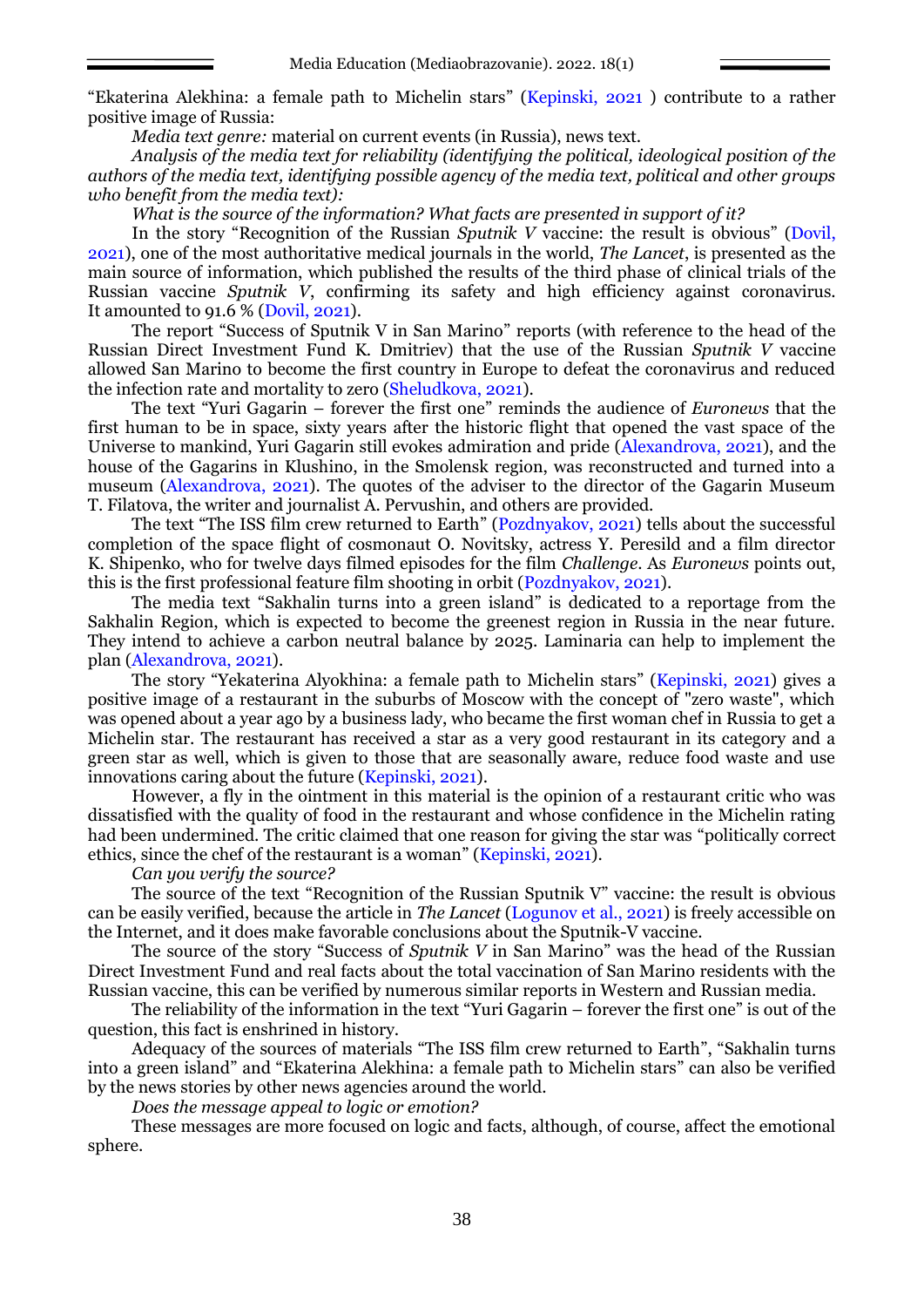"Ekaterina Alekhina: a female path to Michelin stars" (Kepinski, 2021 ) contribute to a rather positive image of Russia:

*Media text genre:* material on current events (in Russia), news text.

*Analysis of the media text for reliability (identifying the political, ideological position of the authors of the media text, identifying possible agency of the media text, political and other groups who benefit from the media text):*

*What is the source of the information? What facts are presented in support of it?*

In the story "Recognition of the Russian *Sputnik V* vaccine: the result is obvious" (Dovil, 2021), one of the most authoritative medical journals in the world, *The Lancet*, is presented as the main source of information, which published the results of the third phase of clinical trials of the Russian vaccine *Sputnik V*, confirming its safety and high efficiency against coronavirus. It amounted to 91.6 % (Dovil, 2021).

The report "Success of Sputnik V in San Marino" reports (with reference to the head of the Russian Direct Investment Fund K. Dmitriev) that the use of the Russian *Sputnik V* vaccine allowed San Marino to become the first country in Europe to defeat the coronavirus and reduced the infection rate and mortality to zero (Sheludkova, 2021).

The text "Yuri Gagarin – forever the first one" reminds the audience of *Euronews* that the first human to be in space, sixty years after the historic flight that opened the vast space of the Universe to mankind, Yuri Gagarin still evokes admiration and pride (Alexandrova, 2021), and the house of the Gagarins in Klushino, in the Smolensk region, was reconstructed and turned into a museum (Alexandrova, 2021). The quotes of the adviser to the director of the Gagarin Museum T. Filatova, the writer and journalist A. Pervushin, and others are provided.

The text "The ISS film crew returned to Earth" (Pozdnyakov, 2021) tells about the successful completion of the space flight of cosmonaut O. Novitsky, actress Y. Peresild and a film director K. Shipenko, who for twelve days filmed episodes for the film *Challenge*. As *Euronews* points out, this is the first professional feature film shooting in orbit (Pozdnyakov, 2021).

The media text "Sakhalin turns into a green island" is dedicated to a reportage from the Sakhalin Region, which is expected to become the greenest region in Russia in the near future. They intend to achieve a carbon neutral balance by 2025. Laminaria can help to implement the plan (Alexandrova, 2021).

The story "Yekaterina Alyokhina: a female path to Michelin stars" (Kepinski, 2021) gives a positive image of a restaurant in the suburbs of Moscow with the concept of "zero waste", which was opened about a year ago by a business lady, who became the first woman chef in Russia to get a Michelin star. The restaurant has received a star as a very good restaurant in its category and a green star as well, which is given to those that are seasonally aware, reduce food waste and use innovations caring about the future (Kepinski, 2021).

However, a fly in the ointment in this material is the opinion of a restaurant critic who was dissatisfied with the quality of food in the restaurant and whose confidence in the Michelin rating had been undermined. The critic claimed that one reason for giving the star was "politically correct ethics, since the chef of the restaurant is a woman" (Kepinski, 2021).

*Can you verify the source?*

The source of the text "Recognition of the Russian Sputnik V" vaccine: the result is obvious can be easily verified, because the article in *The Lancet* (Logunov et al., 2021) is freely accessible on the Internet, and it does make favorable conclusions about the Sputnik-V vaccine.

The source of the story "Success of *Sputnik V* in San Marino" was the head of the Russian Direct Investment Fund and real facts about the total vaccination of San Marino residents with the Russian vaccine, this can be verified by numerous similar reports in Western and Russian media.

The reliability of the information in the text "Yuri Gagarin – forever the first one" is out of the question, this fact is enshrined in history.

Adequacy of the sources of materials "The ISS film crew returned to Earth", "Sakhalin turns into a green island" and "Ekaterina Alekhina: a female path to Michelin stars" can also be verified by the news stories by other news agencies around the world.

*Does the message appeal to logic or emotion?*

These messages are more focused on logic and facts, although, of course, affect the emotional sphere.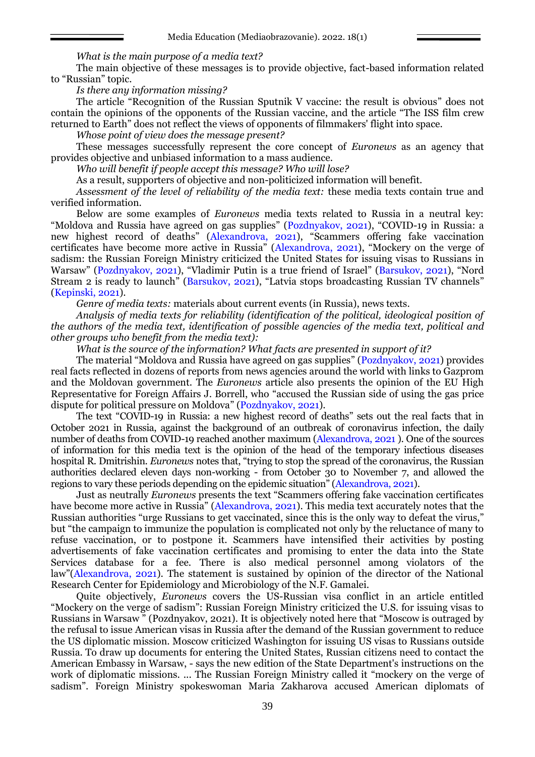*What is the main purpose of a media text?*

The main objective of these messages is to provide objective, fact-based information related to "Russian" topic.

*Is there any information missing?*

The article "Recognition of the Russian Sputnik V vaccine: the result is obvious" does not contain the opinions of the opponents of the Russian vaccine, and the article "The ISS film crew returned to Earth" does not reflect the views of opponents of filmmakers' flight into space.

*Whose point of view does the message present?*

These messages successfully represent the core concept of *Euronews* as an agency that provides objective and unbiased information to a mass audience.

*Who will benefit if people accept this message? Who will lose?*

As a result, supporters of objective and non-politicized information will benefit.

*Assessment of the level of reliability of the media text:* these media texts contain true and verified information.

Below are some examples of *Euronews* media texts related to Russia in a neutral key: "Moldova and Russia have agreed on gas supplies" (Pozdnyakov, 2021), "COVID-19 in Russia: a new highest record of deaths" (Alexandrova, 2021), "Scammers offering fake vaccination certificates have become more active in Russia" (Alexandrova, 2021), "Mockery on the verge of sadism: the Russian Foreign Ministry criticized the United States for issuing visas to Russians in Warsaw" (Pozdnyakov, 2021), "Vladimir Putin is a true friend of Israel" (Barsukov, 2021), "Nord Stream 2 is ready to launch" (Barsukov, 2021), "Latvia stops broadcasting Russian TV channels" (Kepinski, 2021).

*Genre of media texts:* materials about current events (in Russia), news texts.

*Analysis of media texts for reliability (identification of the political, ideological position of the authors of the media text, identification of possible agencies of the media text, political and other groups who benefit from the media text):*

*What is the source of the information? What facts are presented in support of it?*

The material "Moldova and Russia have agreed on gas supplies" (Pozdnyakov, 2021) provides real facts reflected in dozens of reports from news agencies around the world with links to Gazprom and the Moldovan government. The *Euronews* article also presents the opinion of the EU High Representative for Foreign Affairs J. Borrell, who "accused the Russian side of using the gas price dispute for political pressure on Moldova" (Pozdnyakov, 2021).

The text "COVID-19 in Russia: a new highest record of deaths" sets out the real facts that in October 2021 in Russia, against the background of an outbreak of coronavirus infection, the daily number of deaths from COVID-19 reached another maximum (Alexandrova, 2021 ). One of the sources of information for this media text is the opinion of the head of the temporary infectious diseases hospital R. Dmitrishin. *Euronews* notes that, "trying to stop the spread of the coronavirus, the Russian authorities declared eleven days non-working - from October 30 to November 7, and allowed the regions to vary these periods depending on the epidemic situation" (Alexandrova, 2021).

Just as neutrally *Euronews* presents the text "Scammers offering fake vaccination certificates have become more active in Russia" (Alexandrova, 2021). This media text accurately notes that the Russian authorities "urge Russians to get vaccinated, since this is the only way to defeat the virus," but "the campaign to immunize the population is complicated not only by the reluctance of many to refuse vaccination, or to postpone it. Scammers have intensified their activities by posting advertisements of fake vaccination certificates and promising to enter the data into the State Services database for a fee. There is also medical personnel among violators of the law"(Alexandrova, 2021). The statement is sustained by opinion of the director of the National Research Center for Epidemiology and Microbiology of the N.F. Gamalei.

Quite objectively, *Euronews* covers the US-Russian visa conflict in an article entitled "Mockery on the verge of sadism": Russian Foreign Ministry criticized the U.S. for issuing visas to Russians in Warsaw " (Pozdnyakov, 2021). It is objectively noted here that "Moscow is outraged by the refusal to issue American visas in Russia after the demand of the Russian government to reduce the US diplomatic mission. Moscow criticized Washington for issuing US visas to Russians outside Russia. To draw up documents for entering the United States, Russian citizens need to contact the American Embassy in Warsaw, - says the new edition of the State Department's instructions on the work of diplomatic missions. ... The Russian Foreign Ministry called it "mockery on the verge of sadism". Foreign Ministry spokeswoman Maria Zakharova accused American diplomats of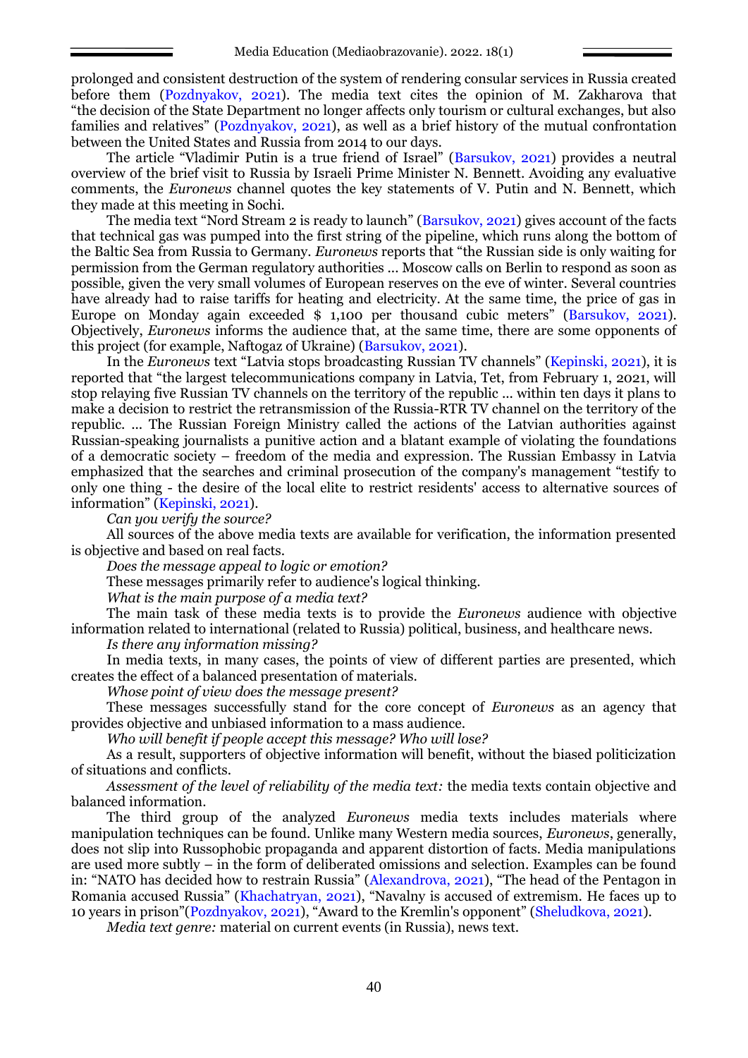prolonged and consistent destruction of the system of rendering consular services in Russia created before them (Pozdnyakov, 2021). The media text cites the opinion of M. Zakharova that "the decision of the State Department no longer affects only tourism or cultural exchanges, but also families and relatives" (Pozdnyakov, 2021), as well as a brief history of the mutual confrontation between the United States and Russia from 2014 to our days.

The article "Vladimir Putin is a true friend of Israel" (Barsukov, 2021) provides a neutral overview of the brief visit to Russia by Israeli Prime Minister N. Bennett. Avoiding any evaluative comments, the *Euronews* channel quotes the key statements of V. Putin and N. Bennett, which they made at this meeting in Sochi.

The media text "Nord Stream 2 is ready to launch" (Barsukov, 2021) gives account of the facts that technical gas was pumped into the first string of the pipeline, which runs along the bottom of the Baltic Sea from Russia to Germany. *Euronews* reports that "the Russian side is only waiting for permission from the German regulatory authorities ... Moscow calls on Berlin to respond as soon as possible, given the very small volumes of European reserves on the eve of winter. Several countries have already had to raise tariffs for heating and electricity. At the same time, the price of gas in Europe on Monday again exceeded $ 1,100 per thousand cubic meters" (Barsukov, 2021). Objectively, *Euronews* informs the audience that, at the same time, there are some opponents of this project (for example, Naftogaz of Ukraine) (Barsukov, 2021).

In the *Euronews* text "Latvia stops broadcasting Russian TV channels" (Kepinski, 2021), it is reported that "the largest telecommunications company in Latvia, Tet, from February 1, 2021, will stop relaying five Russian TV channels on the territory of the republic ... within ten days it plans to make a decision to restrict the retransmission of the Russia-RTR TV channel on the territory of the republic. ... The Russian Foreign Ministry called the actions of the Latvian authorities against Russian-speaking journalists a punitive action and a blatant example of violating the foundations of a democratic society – freedom of the media and expression. The Russian Embassy in Latvia emphasized that the searches and criminal prosecution of the company's management "testify to only one thing - the desire of the local elite to restrict residents' access to alternative sources of information" (Kepinski, 2021).

*Can you verify the source?*

All sources of the above media texts are available for verification, the information presented is objective and based on real facts.

*Does the message appeal to logic or emotion?*

These messages primarily refer to audience's logical thinking.

*What is the main purpose of a media text?*

The main task of these media texts is to provide the *Euronews* audience with objective information related to international (related to Russia) political, business, and healthcare news.

*Is there any information missing?*

In media texts, in many cases, the points of view of different parties are presented, which creates the effect of a balanced presentation of materials.

*Whose point of view does the message present?*

These messages successfully stand for the core concept of *Euronews* as an agency that provides objective and unbiased information to a mass audience.

*Who will benefit if people accept this message? Who will lose?*

As a result, supporters of objective information will benefit, without the biased politicization of situations and conflicts.

*Assessment of the level of reliability of the media text:* the media texts contain objective and balanced information.

The third group of the analyzed *Euronews* media texts includes materials where manipulation techniques can be found. Unlike many Western media sources, *Euronews*, generally, does not slip into Russophobic propaganda and apparent distortion of facts. Media manipulations are used more subtly – in the form of deliberated omissions and selection. Examples can be found in: "NATO has decided how to restrain Russia" (Alexandrova, 2021), "The head of the Pentagon in Romania accused Russia" (Khachatryan, 2021), "Navalny is accused of extremism. He faces up to 10 years in prison"(Pozdnyakov, 2021), "Award to the Kremlin's opponent" (Sheludkova, 2021).

*Media text genre:* material on current events (in Russia), news text.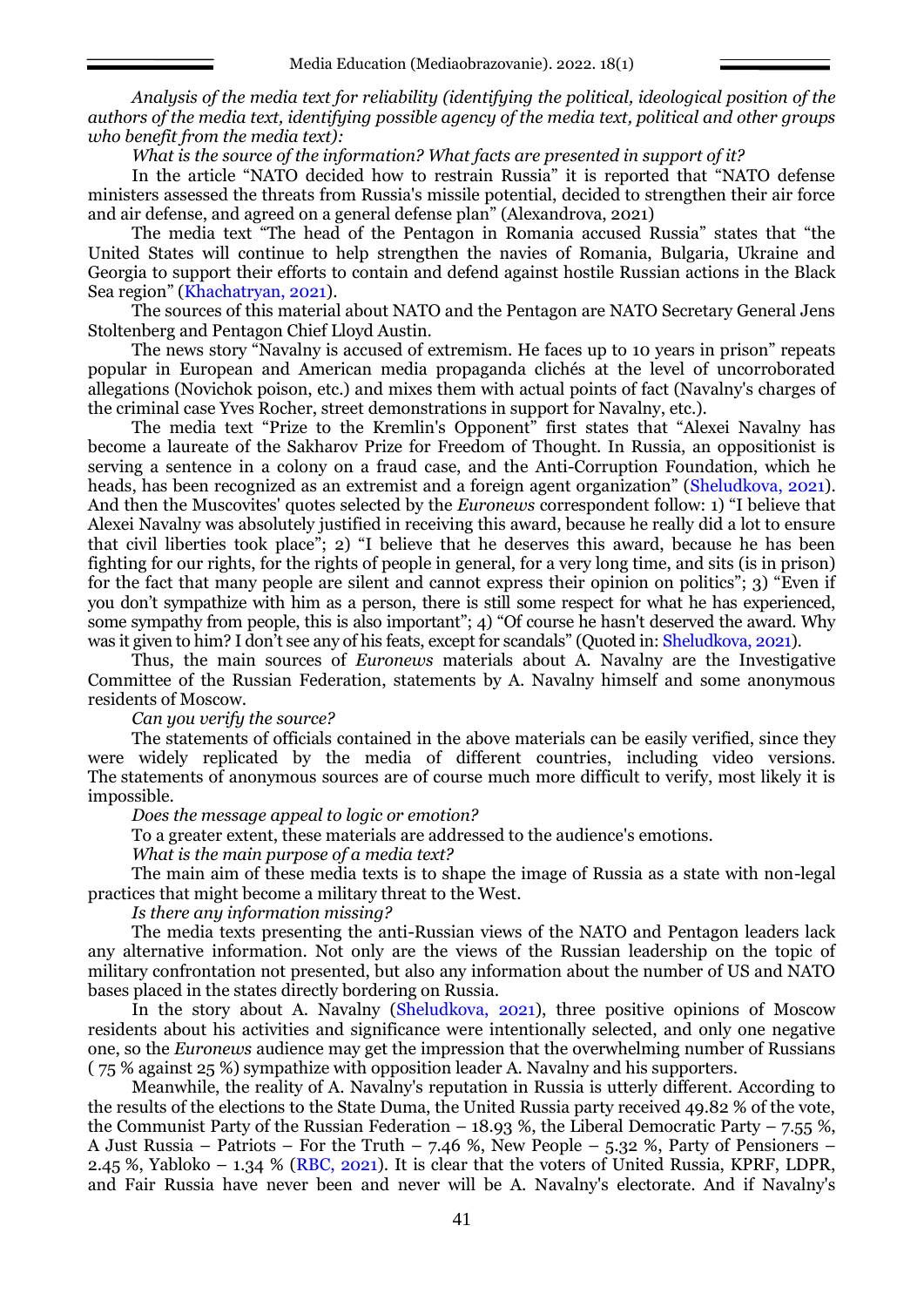*Analysis of the media text for reliability (identifying the political, ideological position of the authors of the media text, identifying possible agency of the media text, political and other groups who benefit from the media text):*

*What is the source of the information? What facts are presented in support of it?*

In the article "NATO decided how to restrain Russia" it is reported that "NATO defense ministers assessed the threats from Russia's missile potential, decided to strengthen their air force and air defense, and agreed on a general defense plan" (Alexandrova, 2021)

The media text "The head of the Pentagon in Romania accused Russia" states that "the United States will continue to help strengthen the navies of Romania, Bulgaria, Ukraine and Georgia to support their efforts to contain and defend against hostile Russian actions in the Black Sea region" (Khachatryan, 2021).

The sources of this material about NATO and the Pentagon are NATO Secretary General Jens Stoltenberg and Pentagon Chief Lloyd Austin.

The news story "Navalny is accused of extremism. He faces up to 10 years in prison" repeats popular in European and American media propaganda clichés at the level of uncorroborated allegations (Novichok poison, etc.) and mixes them with actual points of fact (Navalny's charges of the criminal case Yves Rocher, street demonstrations in support for Navalny, etc.).

The media text "Prize to the Kremlin's Opponent" first states that "Alexei Navalny has become a laureate of the Sakharov Prize for Freedom of Thought. In Russia, an oppositionist is serving a sentence in a colony on a fraud case, and the Anti-Corruption Foundation, which he heads, has been recognized as an extremist and a foreign agent organization" (Sheludkova, 2021). And then the Muscovites' quotes selected by the *Euronews* correspondent follow: 1) "I believe that Alexei Navalny was absolutely justified in receiving this award, because he really did a lot to ensure that civil liberties took place"; 2) "I believe that he deserves this award, because he has been fighting for our rights, for the rights of people in general, for a very long time, and sits (is in prison) for the fact that many people are silent and cannot express their opinion on politics"; 3) "Even if you don't sympathize with him as a person, there is still some respect for what he has experienced, some sympathy from people, this is also important"; 4) "Of course he hasn't deserved the award. Why was it given to him? I don't see any of his feats, except for scandals" (Quoted in: Sheludkova, 2021).

Thus, the main sources of *Euronews* materials about A. Navalny are the Investigative Committee of the Russian Federation, statements by A. Navalny himself and some anonymous residents of Moscow.

*Can you verify the source?*

The statements of officials contained in the above materials can be easily verified, since they were widely replicated by the media of different countries, including video versions. The statements of anonymous sources are of course much more difficult to verify, most likely it is impossible.

*Does the message appeal to logic or emotion?*

To a greater extent, these materials are addressed to the audience's emotions.

*What is the main purpose of a media text?*

The main aim of these media texts is to shape the image of Russia as a state with non-legal practices that might become a military threat to the West.

*Is there any information missing?*

The media texts presenting the anti-Russian views of the NATO and Pentagon leaders lack any alternative information. Not only are the views of the Russian leadership on the topic of military confrontation not presented, but also any information about the number of US and NATO bases placed in the states directly bordering on Russia.

In the story about A. Navalny (Sheludkova, 2021), three positive opinions of Moscow residents about his activities and significance were intentionally selected, and only one negative one, so the *Euronews* audience may get the impression that the overwhelming number of Russians ( 75 % against 25 %) sympathize with opposition leader A. Navalny and his supporters.

Meanwhile, the reality of A. Navalny's reputation in Russia is utterly different. According to the results of the elections to the State Duma, the United Russia party received 49.82 % of the vote, the Communist Party of the Russian Federation – 18.93 %, the Liberal Democratic Party – 7.55 %, A Just Russia – Patriots – For the Truth – 7.46 %, New People – 5.32 %, Party of Pensioners – 2.45 %, Yabloko – 1.34 % (RBC, 2021). It is clear that the voters of United Russia, KPRF, LDPR, and Fair Russia have never been and never will be A. Navalny's electorate. And if Navalny's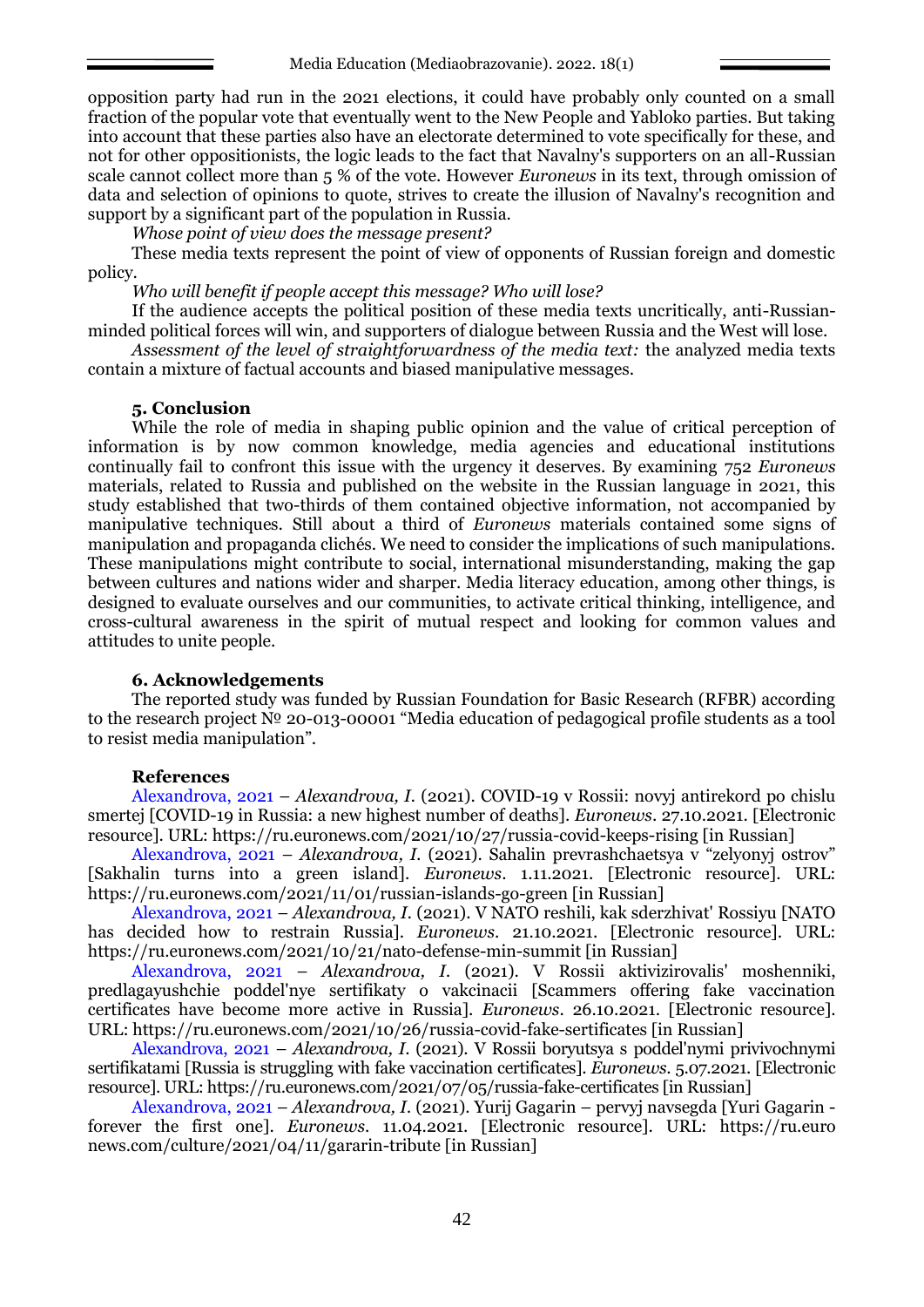opposition party had run in the 2021 elections, it could have probably only counted on a small fraction of the popular vote that eventually went to the New People and Yabloko parties. But taking into account that these parties also have an electorate determined to vote specifically for these, and not for other oppositionists, the logic leads to the fact that Navalny's supporters on an all-Russian scale cannot collect more than 5 % of the vote. However *Euronews* in its text, through omission of data and selection of opinions to quote, strives to create the illusion of Navalny's recognition and support by a significant part of the population in Russia.

*Whose point of view does the message present?*

These media texts represent the point of view of opponents of Russian foreign and domestic policy.

*Who will benefit if people accept this message? Who will lose?*

If the audience accepts the political position of these media texts uncritically, anti-Russian-minded political forces will win, and supporters of dialogue between Russia and the West will lose.

*Assessment of the level of straightforwardness of the media text:* the analyzed media texts contain a mixture of factual accounts and biased manipulative messages.

## 5. Conclusion

While the role of media in shaping public opinion and the value of critical perception of information is by now common knowledge, media agencies and educational institutions continually fail to confront this issue with the urgency it deserves. By examining 752 *Euronews* materials, related to Russia and published on the website in the Russian language in 2021, this study established that two-thirds of them contained objective information, not accompanied by manipulative techniques. Still about a third of *Euronews* materials contained some signs of manipulation and propaganda clichés. We need to consider the implications of such manipulations. These manipulations might contribute to social, international misunderstanding, making the gap between cultures and nations wider and sharper. Media literacy education, among other things, is designed to evaluate ourselves and our communities, to activate critical thinking, intelligence, and cross-cultural awareness in the spirit of mutual respect and looking for common values and attitudes to unite people.

## 6. Acknowledgements

The reported study was funded by Russian Foundation for Basic Research (RFBR) according to the research project № 20-013-00001 "Media education of pedagogical profile students as a tool to resist media manipulation".

## References

Alexandrova, 2021 – *Alexandrova, I.* (2021). COVID-19 v Rossii: novyj antirekord po chislu smertej [COVID-19 in Russia: a new highest number of deaths]. *Euronews*. 27.10.2021. [Electronic resource]. URL: https://ru.euronews.com/2021/10/27/russia-covid-keeps-rising [in Russian]

Alexandrova, 2021 – *Alexandrova, I.* (2021). Sahalin prevrashchaetsya v "zelyonyj ostrov" [Sakhalin turns into a green island]. *Euronews*. 1.11.2021. [Electronic resource]. URL: https://ru.euronews.com/2021/11/01/russian-islands-go-green [in Russian]

Alexandrova, 2021 – *Alexandrova, I.* (2021). V NATO reshili, kak sderzhivat' Rossiyu [NATO has decided how to restrain Russia]. *Euronews*. 21.10.2021. [Electronic resource]. URL: https://ru.euronews.com/2021/10/21/nato-defense-min-summit [in Russian]

Alexandrova, 2021 – *Alexandrova, I.* (2021). V Rossii aktivizirovalis' moshenniki, predlagayushchie poddel'nye sertifikaty o vakcinacii [Scammers offering fake vaccination certificates have become more active in Russia]. *Euronews*. 26.10.2021. [Electronic resource]. URL: https://ru.euronews.com/2021/10/26/russia-covid-fake-sertificates [in Russian]

Alexandrova, 2021 – *Alexandrova, I.* (2021). V Rossii boryutsya s poddel'nymi privivochnymi sertifikatami [Russia is struggling with fake vaccination certificates]. *Euronews*. 5.07.2021. [Electronic resource]. URL: https://ru.euronews.com/2021/07/05/russia-fake-certificates [in Russian]

Alexandrova, 2021 – *Alexandrova, I.* (2021). Yurij Gagarin – pervyj navsegda [Yuri Gagarin - forever the first one]. *Euronews*. 11.04.2021. [Electronic resource]. URL: https://ru.euronews.com/culture/2021/04/11/gararin-tribute [in Russian]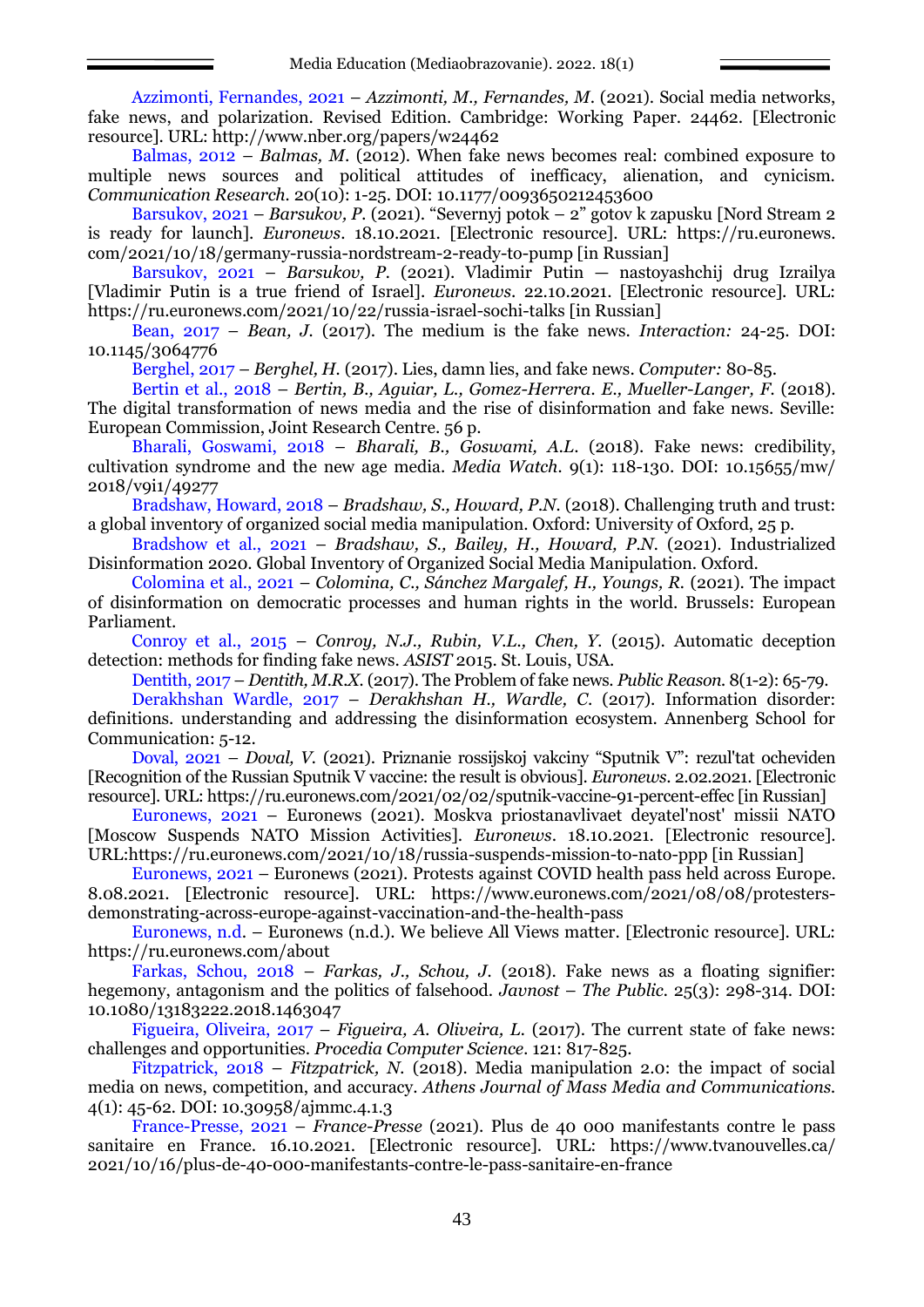Azzimonti, Fernandes, 2021 – *Azzimonti, M., Fernandes, M.* (2021). Social media networks, fake news, and polarization. Revised Edition. Cambridge: Working Paper. 24462. [Electronic resource]. URL: http://www.nber.org/papers/w24462

Balmas, 2012 – *Balmas, M.* (2012). When fake news becomes real: combined exposure to multiple news sources and political attitudes of inefficacy, alienation, and cynicism. *Communication Research*. 20(10): 1-25. DOI: 10.1177/0093650212453600

Barsukov, 2021 – *Barsukov, P.* (2021). "Severnyj potok – 2" gotov k zapusku [Nord Stream 2 is ready for launch]. *Euronews*. 18.10.2021. [Electronic resource]. URL: https://ru.euronews.com/2021/10/18/germany-russia-nordstream-2-ready-to-pump [in Russian]

Barsukov, 2021 – *Barsukov, P.* (2021). Vladimir Putin — nastoyashchij drug Izrailya [Vladimir Putin is a true friend of Israel]. *Euronews*. 22.10.2021. [Electronic resource]. URL: https://ru.euronews.com/2021/10/22/russia-israel-sochi-talks [in Russian]

Bean, 2017 – *Bean, J.* (2017). The medium is the fake news. *Interaction:* 24-25. DOI: 10.1145/3064776

Berghel, 2017 – *Berghel, H.* (2017). Lies, damn lies, and fake news. *Computer:* 80-85.

Bertin et al., 2018 – *Bertin, B., Aguiar, L., Gomez-Herrera. E., Mueller-Langer, F.* (2018). The digital transformation of news media and the rise of disinformation and fake news. Seville: European Commission, Joint Research Centre. 56 p.

Bharali, Goswami, 2018 – *Bharali, B., Goswami, A.L.* (2018). Fake news: credibility, cultivation syndrome and the new age media. *Media Watch*. 9(1): 118-130. DOI: 10.15655/mw/2018/v9i1/49277

Bradshaw, Howard, 2018 – *Bradshaw, S., Howard, P.N.* (2018). Challenging truth and trust: a global inventory of organized social media manipulation. Oxford: University of Oxford, 25 p.

Bradshow et al., 2021 – *Bradshaw, S., Bailey, H., Howard, P.N.* (2021). Industrialized Disinformation 2020. Global Inventory of Organized Social Media Manipulation. Oxford.

Colomina et al., 2021 – *Colomina, C., Sánchez Margalef, H., Youngs, R.* (2021). The impact of disinformation on democratic processes and human rights in the world. Brussels: European Parliament.

Conroy et al., 2015 – *Conroy, N.J., Rubin, V.L., Chen, Y.* (2015). Automatic deception detection: methods for finding fake news. *ASIST* 2015. St. Louis, USA.

Dentith, 2017 – *Dentith, M.R.X.* (2017). The Problem of fake news. *Public Reason*. 8(1-2): 65-79.

Derakhshan Wardle, 2017 – *Derakhshan H., Wardle, C.* (2017). Information disorder: definitions. understanding and addressing the disinformation ecosystem. Annenberg School for Communication: 5-12.

Doval, 2021 – *Doval, V.* (2021). Priznanie rossijskoj vakciny "Sputnik V": rezul'tat ocheviden [Recognition of the Russian Sputnik V vaccine: the result is obvious]. *Euronews*. 2.02.2021. [Electronic resource]. URL: https://ru.euronews.com/2021/02/02/sputnik-vaccine-91-percent-effec [in Russian]

Euronews, 2021 – Euronews (2021). Moskva priostanavlivaet deyatel'nost' missii NATO [Moscow Suspends NATO Mission Activities]. *Euronews*. 18.10.2021. [Electronic resource]. URL:https://ru.euronews.com/2021/10/18/russia-suspends-mission-to-nato-ppp [in Russian]

Euronews, 2021 – Euronews (2021). Protests against COVID health pass held across Europe. 8.08.2021. [Electronic resource]. URL: https://www.euronews.com/2021/08/08/protesters-demonstrating-across-europe-against-vaccination-and-the-health-pass

Euronews, n.d. – Euronews (n.d.). We believe All Views matter. [Electronic resource]. URL: https://ru.euronews.com/about

Farkas, Schou, 2018 – *Farkas, J., Schou, J.* (2018). Fake news as a floating signifier: hegemony, antagonism and the politics of falsehood. *Javnost – The Public*. 25(3): 298-314. DOI: 10.1080/13183222.2018.1463047

Figueira, Oliveira, 2017 – *Figueira, A. Oliveira, L.* (2017). The current state of fake news: challenges and opportunities. *Procedia Computer Science*. 121: 817-825.

Fitzpatrick, 2018 – *Fitzpatrick, N.* (2018). Media manipulation 2.0: the impact of social media on news, competition, and accuracy. *Athens Journal of Mass Media and Communications*. 4(1): 45-62. DOI: 10.30958/ajmmc.4.1.3

France-Presse, 2021 – *France-Presse* (2021). Plus de 40 000 manifestants contre le pass sanitaire en France. 16.10.2021. [Electronic resource]. URL: https://www.tvanouvelles.ca/2021/10/16/plus-de-40-000-manifestants-contre-le-pass-sanitaire-en-france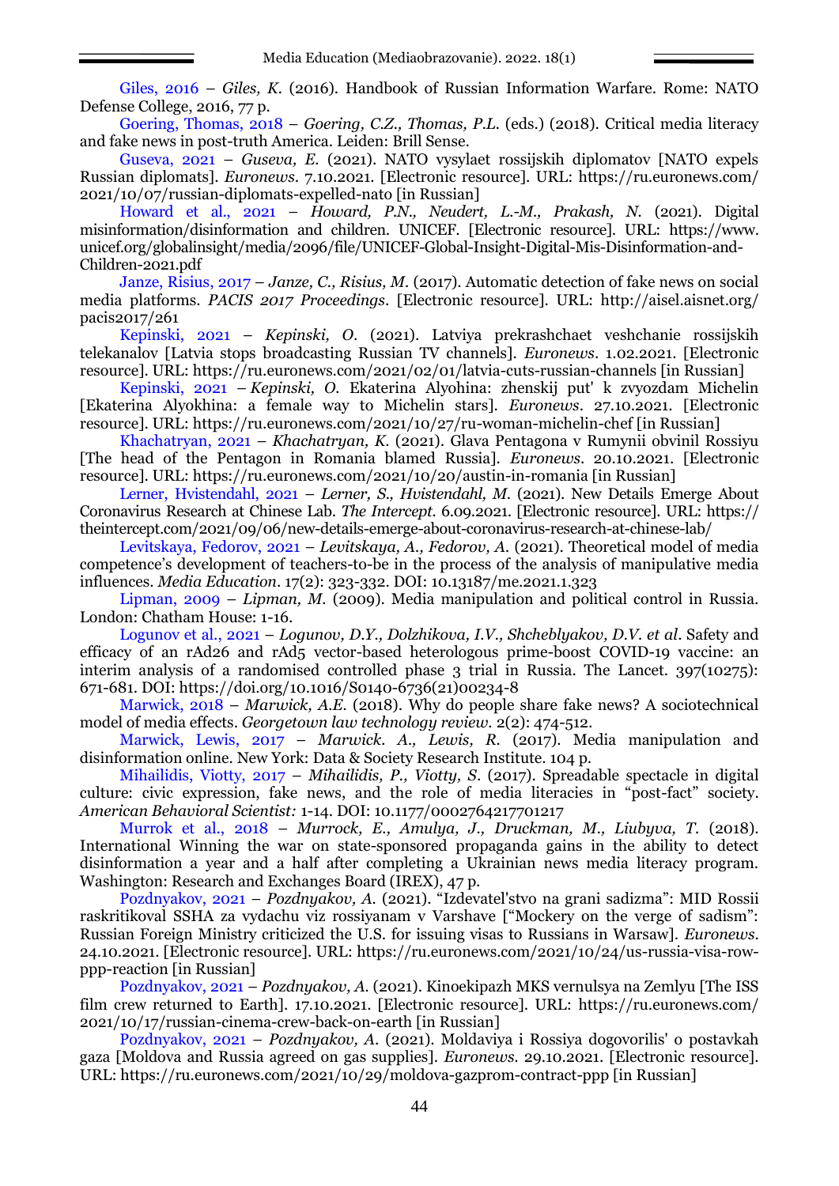Giles, 2016 – *Giles, K.* (2016). Handbook of Russian Information Warfare. Rome: NATO Defense College, 2016, 77 p.

Goering, Thomas, 2018 – *Goering, C.Z., Thomas, P.L.* (eds.) (2018). Critical media literacy and fake news in post-truth America. Leiden: Brill Sense.

Guseva, 2021 – *Guseva, E.* (2021). NATO vysylaet rossijskih diplomatov [NATO expels Russian diplomats]. *Euronews*. 7.10.2021. [Electronic resource]. URL: https://ru.euronews.com/2021/10/07/russian-diplomats-expelled-nato [in Russian]

Howard et al., 2021 – *Howard, P.N., Neudert, L.-M., Prakash, N.* (2021). Digital misinformation/disinformation and children. UNICEF. [Electronic resource]. URL: https://www.unicef.org/globalinsight/media/2096/file/UNICEF-Global-Insight-Digital-Mis-Disinformation-and-Children-2021.pdf

Janze, Risius, 2017 – *Janze, C., Risius, M.* (2017). Automatic detection of fake news on social media platforms. *PACIS 2017 Proceedings*. [Electronic resource]. URL: http://aisel.aisnet.org/pacis2017/261

Kepinski, 2021 – *Kepinski, O.* (2021). Latviya prekrashchaet veshchanie rossijskih telekanalov [Latvia stops broadcasting Russian TV channels]. *Euronews*. 1.02.2021. [Electronic resource]. URL: https://ru.euronews.com/2021/02/01/latvia-cuts-russian-channels [in Russian]

Kepinski, 2021 – *Kepinski, O.* Ekaterina Alyohina: zhenskij put' k zvyozdam Michelin [Ekaterina Alyokhina: a female way to Michelin stars]. *Euronews*. 27.10.2021. [Electronic resource]. URL: https://ru.euronews.com/2021/10/27/ru-woman-michelin-chef [in Russian]

Khachatryan, 2021 – *Khachatryan, K.* (2021). Glava Pentagona v Rumynii obvinil Rossiyu [The head of the Pentagon in Romania blamed Russia]. *Euronews*. 20.10.2021. [Electronic resource]. URL: https://ru.euronews.com/2021/10/20/austin-in-romania [in Russian]

Lerner, Hvistendahl, 2021 – *Lerner, S., Hvistendahl, M.* (2021). New Details Emerge About Coronavirus Research at Chinese Lab. *The Intercept*. 6.09.2021. [Electronic resource]. URL: https://theintercept.com/2021/09/06/new-details-emerge-about-coronavirus-research-at-chinese-lab/

Levitskaya, Fedorov, 2021 – *Levitskaya, A., Fedorov, A.* (2021). Theoretical model of media competence's development of teachers-to-be in the process of the analysis of manipulative media influences. *Media Education*. 17(2): 323-332. DOI: 10.13187/me.2021.1.323

Lipman, 2009 – *Lipman, M.* (2009). Media manipulation and political control in Russia. London: Chatham House: 1-16.

Logunov et al., 2021 – *Logunov, D.Y., Dolzhikova, I.V., Shcheblyakov, D.V. et al*. Safety and efficacy of an rAd26 and rAd5 vector-based heterologous prime-boost COVID-19 vaccine: an interim analysis of a randomised controlled phase 3 trial in Russia. The Lancet. 397(10275): 671-681. DOI: https://doi.org/10.1016/S0140-6736(21)00234-8

Marwick, 2018 – *Marwick, A.E.* (2018). Why do people share fake news? A sociotechnical model of media effects. *Georgetown law technology review*. 2(2): 474-512.

Marwick, Lewis, 2017 – *Marwick. A., Lewis, R.* (2017). Media manipulation and disinformation online. New York: Data & Society Research Institute. 104 p.

Mihailidis, Viotty, 2017 – *Mihailidis, P., Viotty, S*. (2017). Spreadable spectacle in digital culture: civic expression, fake news, and the role of media literacies in "post-fact" society. *American Behavioral Scientist:* 1-14. DOI: 10.1177/0002764217701217

Murrok et al., 2018 – *Murrock, E., Amulya, J., Druckman, M., Liubyva, T.* (2018). International Winning the war on state-sponsored propaganda gains in the ability to detect disinformation a year and a half after completing a Ukrainian news media literacy program. Washington: Research and Exchanges Board (IREX), 47 p.

Pozdnyakov, 2021 – *Pozdnyakov, A.* (2021). "Izdevatel'stvo na grani sadizma": MID Rossii raskritikoval SSHA za vydachu viz rossiyanam v Varshave ["Mockery on the verge of sadism": Russian Foreign Ministry criticized the U.S. for issuing visas to Russians in Warsaw]. *Euronews*. 24.10.2021. [Electronic resource]. URL: https://ru.euronews.com/2021/10/24/us-russia-visa-row-ppp-reaction [in Russian]

Pozdnyakov, 2021 – *Pozdnyakov, A.* (2021). Kinoekipazh MKS vernulsya na Zemlyu [The ISS film crew returned to Earth]. 17.10.2021. [Electronic resource]. URL: https://ru.euronews.com/2021/10/17/russian-cinema-crew-back-on-earth [in Russian]

Pozdnyakov, 2021 – *Pozdnyakov, A.* (2021). Moldaviya i Rossiya dogovorilis' o postavkah gaza [Moldova and Russia agreed on gas supplies]. *Euronews*. 29.10.2021. [Electronic resource]. URL: https://ru.euronews.com/2021/10/29/moldova-gazprom-contract-ppp [in Russian]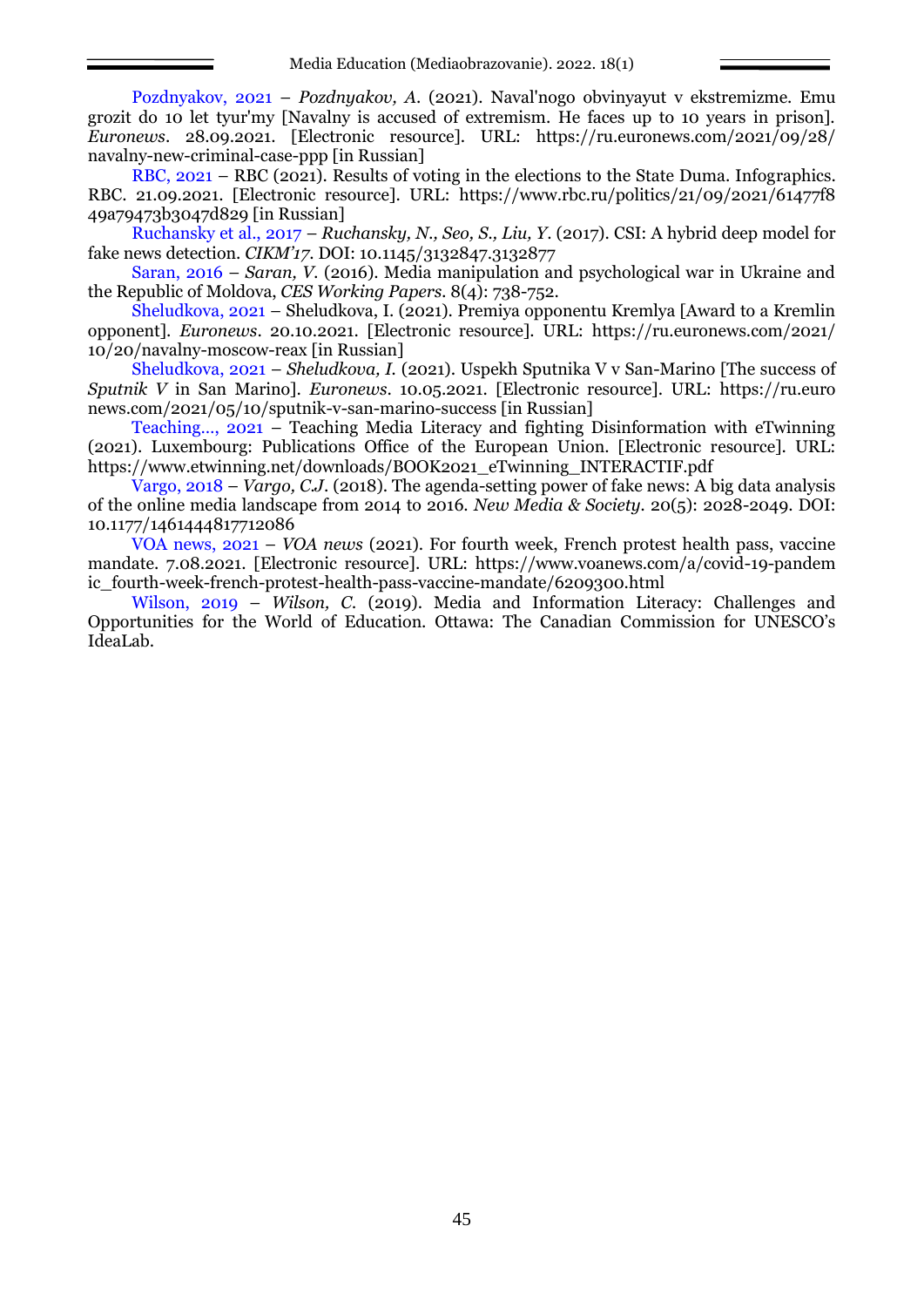Pozdnyakov, 2021 – *Pozdnyakov, A.* (2021). Naval'nogo obvinyayut v ekstremizme. Emu grozit do 10 let tyur'my [Navalny is accused of extremism. He faces up to 10 years in prison]. *Euronews*. 28.09.2021. [Electronic resource]. URL: https://ru.euronews.com/2021/09/28/navalny-new-criminal-case-ppp [in Russian]

RBC, 2021 – RBC (2021). Results of voting in the elections to the State Duma. Infographics. RBC. 21.09.2021. [Electronic resource]. URL: https://www.rbc.ru/politics/21/09/2021/61477f849a79473b3047d829 [in Russian]

Ruchansky et al., 2017 – *Ruchansky, N., Seo, S., Liu, Y.* (2017). CSI: A hybrid deep model for fake news detection. *CIKM'17*. DOI: 10.1145/3132847.3132877

Saran, 2016 – *Saran, V.* (2016). Media manipulation and psychological war in Ukraine and the Republic of Moldova, *CES Working Papers*. 8(4): 738-752.

Sheludkova, 2021 – Sheludkova, I. (2021). Premiya opponentu Kremlya [Award to a Kremlin opponent]. *Euronews*. 20.10.2021. [Electronic resource]. URL: https://ru.euronews.com/2021/10/20/navalny-moscow-reax [in Russian]

Sheludkova, 2021 – *Sheludkova, I.* (2021). Uspekh Sputnika V v San-Marino [The success of *Sputnik V* in San Marino]. *Euronews*. 10.05.2021. [Electronic resource]. URL: https://ru.euronews.com/2021/05/10/sputnik-v-san-marino-success [in Russian]

Teaching..., 2021 – Teaching Media Literacy and fighting Disinformation with eTwinning (2021). Luxembourg: Publications Office of the European Union. [Electronic resource]. URL: https://www.etwinning.net/downloads/BOOK2021_eTwinning_INTERACTIF.pdf

Vargo, 2018 – *Vargo, C.J.* (2018). The agenda-setting power of fake news: A big data analysis of the online media landscape from 2014 to 2016. *New Media & Society*. 20(5): 2028-2049. DOI: 10.1177/1461444817712086

VOA news, 2021 – *VOA news* (2021). For fourth week, French protest health pass, vaccine mandate. 7.08.2021. [Electronic resource]. URL: https://www.voanews.com/a/covid-19-pandemic_fourth-week-french-protest-health-pass-vaccine-mandate/6209300.html

Wilson, 2019 – *Wilson, C.* (2019). Media and Information Literacy: Challenges and Opportunities for the World of Education. Ottawa: The Canadian Commission for UNESCO's IdeaLab.